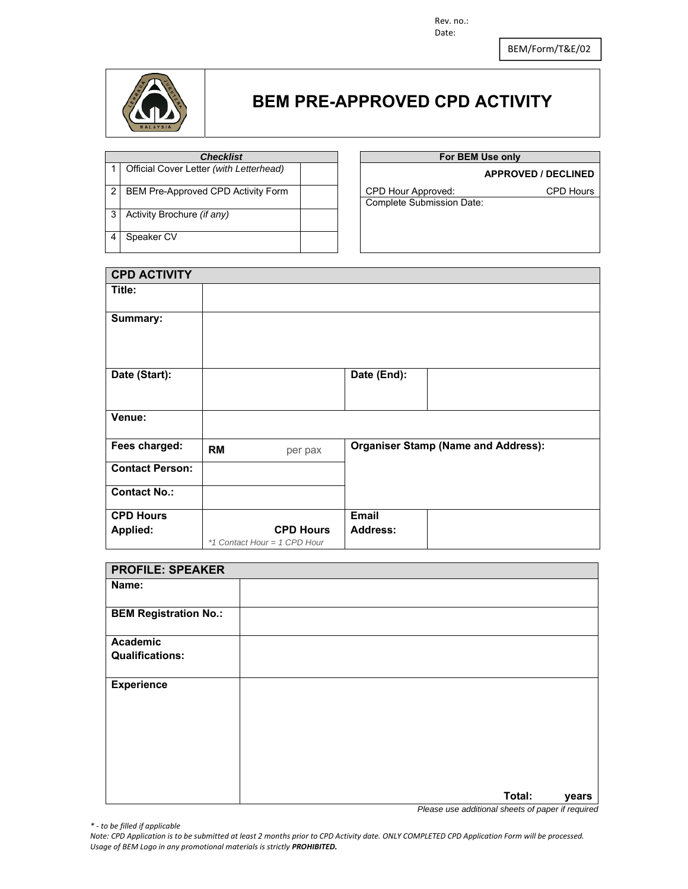Rev. no.:
Date:

BEM/Form/T&E/02

# BEM PRE-APPROVED CPD ACTIVITY

| | *Checklist* | |
|---|---|---|
| 1 | Official Cover Letter *(with Letterhead)* | |
| 2 | BEM Pre-Approved CPD Activity Form | |
| 3 | Activity Brochure *(if any)* | |
| 4 | Speaker CV | |

| For BEM Use only | |
|---|---|
| | **APPROVED / DECLINED** |
| CPD Hour Approved: | CPD Hours |
| Complete Submission Date: | |

| **CPD ACTIVITY** | | | |
|---|---|---|---|
| **Title:** | | | |
| **Summary:** | | | |
| **Date (Start):** | | **Date (End):** | |
| **Venue:** | | | |
| **Fees charged:** | **RM** per pax | **Organiser Stamp (Name and Address):** | |
| **Contact Person:** | | | |
| **Contact No.:** | | | |
| **CPD Hours Applied:** | **CPD Hours** *\*1 Contact Hour = 1 CPD Hour* | **Email Address:** | |

| **PROFILE: SPEAKER** | |
|---|---|
| **Name:** | |
| **BEM Registration No.:** | |
| **Academic Qualifications:** | |
| **Experience** | **Total: years** |

*Please use additional sheets of paper if required*

*\* - to be filled if applicable*

*Note: CPD Application is to be submitted at least 2 months prior to CPD Activity date. ONLY COMPLETED CPD Application Form will be processed. Usage of BEM Logo in any promotional materials is strictly **PROHIBITED.***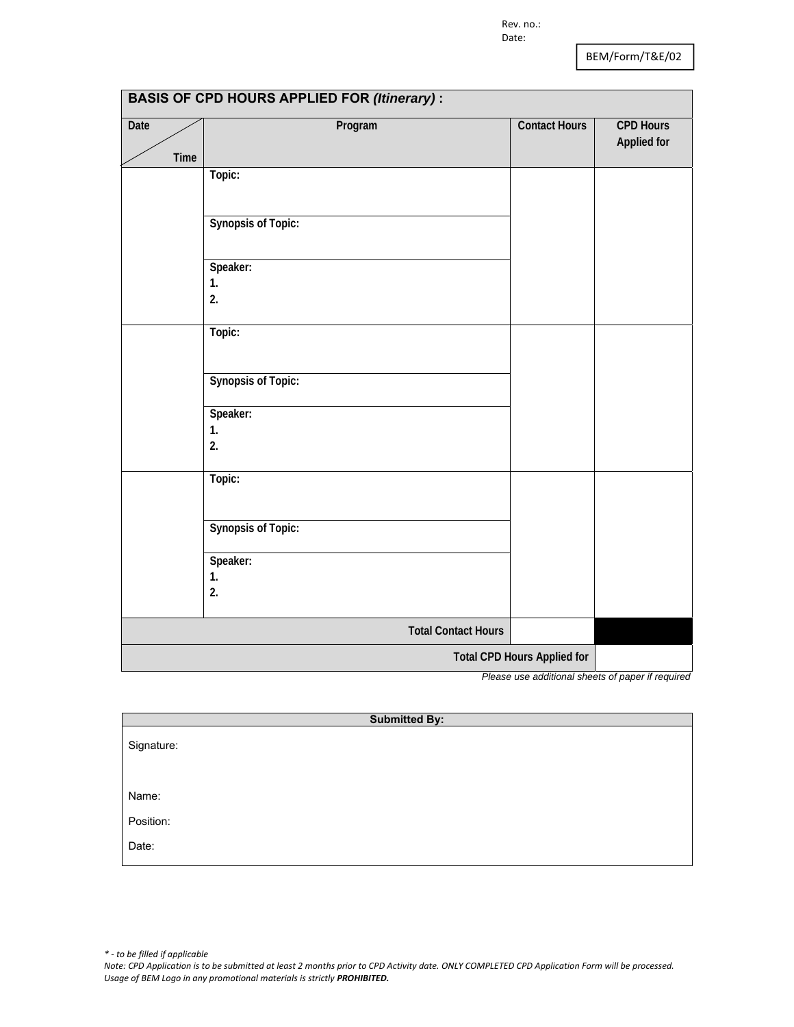Rev. no.:
Date:

BEM/Form/T&E/02

| **BASIS OF CPD HOURS APPLIED FOR *(Itinerary)* :** | | | |
|---|---|---|---|
| **Date / Time** | **Program** | **Contact Hours** | **CPD Hours Applied for** |
| | **Topic:**<br><br>**Synopsis of Topic:**<br><br>**Speaker:**<br>**1.**<br>**2.** | | |
| | **Topic:**<br><br>**Synopsis of Topic:**<br><br>**Speaker:**<br>**1.**<br>**2.** | | |
| | **Topic:**<br><br>**Synopsis of Topic:**<br><br>**Speaker:**<br>**1.**<br>**2.** | | |
| | **Total Contact Hours** | | |
| | | **Total CPD Hours Applied for** | |

*Please use additional sheets of paper if required*

| **Submitted By:** |
|---|
| Signature:<br><br>Name:<br>Position:<br>Date: |

*\* - to be filled if applicable*
*Note: CPD Application is to be submitted at least 2 months prior to CPD Activity date. ONLY COMPLETED CPD Application Form will be processed.*
*Usage of BEM Logo in any promotional materials is strictly **PROHIBITED.***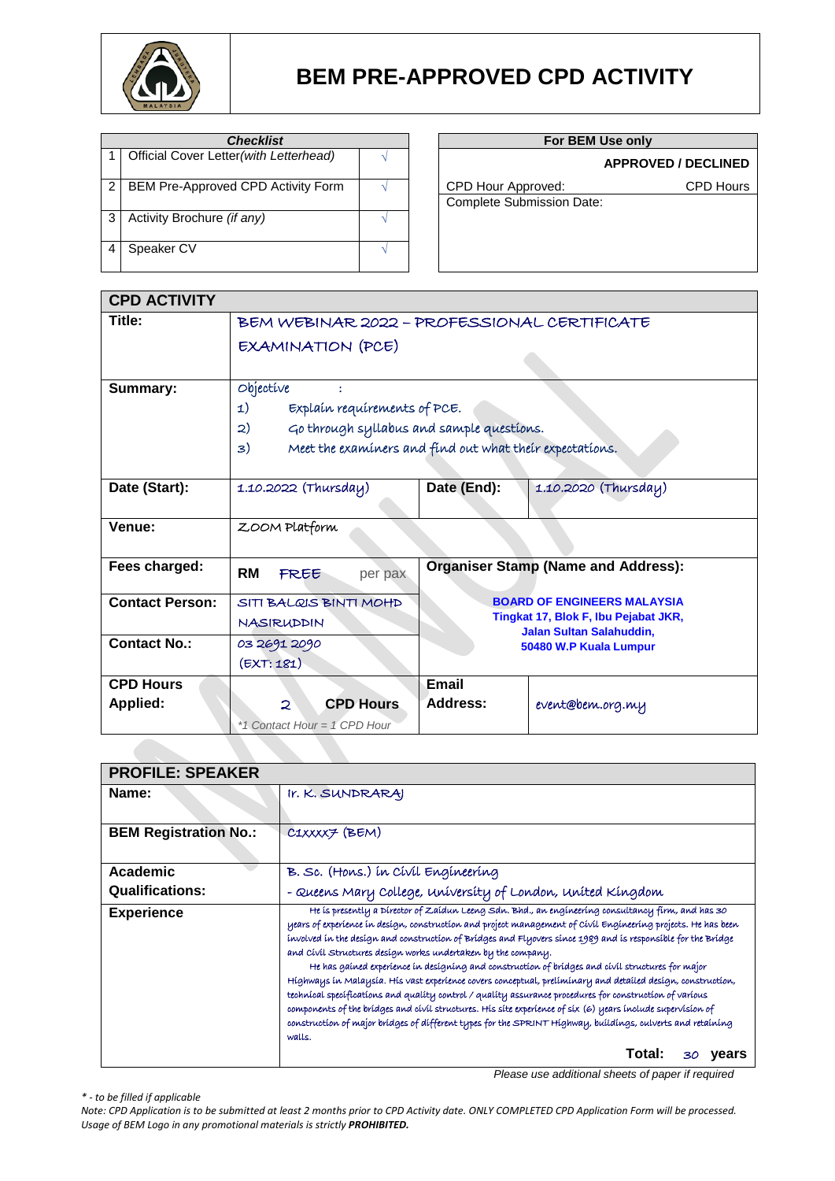# BEM PRE-APPROVED CPD ACTIVITY

| Checklist | | |
|---|---|---|
| 1 | Official Cover Letter*(with Letterhead)* | √ |
| 2 | BEM Pre-Approved CPD Activity Form | √ |
| 3 | Activity Brochure *(if any)* | √ |
| 4 | Speaker CV | √ |

| For BEM Use only | |
|---|---|
| | **APPROVED / DECLINED** |
| CPD Hour Approved: | CPD Hours |
| Complete Submission Date: | |

| **CPD ACTIVITY** | | | |
|---|---|---|---|
| **Title:** | BEM WEBINAR 2022 – PROFESSIONAL CERTIFICATE EXAMINATION (PCE) | | |
| **Summary:** | Objective : <br> 1) Explain requirements of PCE. <br> 2) Go through syllabus and sample questions. <br> 3) Meet the examiners and find out what their expectations. | | |
| **Date (Start):** | 1.10.2022 (Thursday) | **Date (End):** | 1.10.2020 (Thursday) |
| **Venue:** | ZOOM Platform | | |
| **Fees charged:** | **RM** FREE per pax | **Organiser Stamp (Name and Address):** | |
| **Contact Person:** | SITI BALQIS BINTI MOHD NASIRUDDIN | **BOARD OF ENGINEERS MALAYSIA** <br> **Tingkat 17, Blok F, Ibu Pejabat JKR, Jalan Sultan Salahuddin, 50480 W.P Kuala Lumpur** | |
| **Contact No.:** | 03 2691 2090 (EXT: 181) | | |
| **CPD Hours Applied:** | 2 **CPD Hours** <br> *\*1 Contact Hour = 1 CPD Hour* | **Email Address:** | event@bem.org.my |

| **PROFILE: SPEAKER** | |
|---|---|
| **Name:** | Ir. K. SUNDRARAJ |
| **BEM Registration No.:** | C1XXXX7 (BEM) |
| **Academic Qualifications:** | B. Sc. (Hons.) in Civil Engineering <br> - Queens Mary College, University of London, United Kingdom |
| **Experience** | He is presently a Director of Zaidun Leeng Sdn. Bhd., an engineering consultancy firm, and has 30 years of experience in design, construction and project management of Civil Engineering projects. He has been involved in the design and construction of Bridges and Flyovers since 1989 and is responsible for the Bridge and Civil Structures design works undertaken by the company. <br> He has gained experience in designing and construction of bridges and civil structures for major Highways in Malaysia. His vast experience covers conceptual, preliminary and detailed design, construction, technical specifications and quality control / quality assurance procedures for construction of various components of the bridges and civil structures. His site experience of six (6) years include supervision of construction of major bridges of different types for the SPRINT Highway, buildings, culverts and retaining walls. <br> **Total:** 30 **years** |

*Please use additional sheets of paper if required*

*\* - to be filled if applicable*

*Note: CPD Application is to be submitted at least 2 months prior to CPD Activity date. ONLY COMPLETED CPD Application Form will be processed. Usage of BEM Logo in any promotional materials is strictly **PROHIBITED.***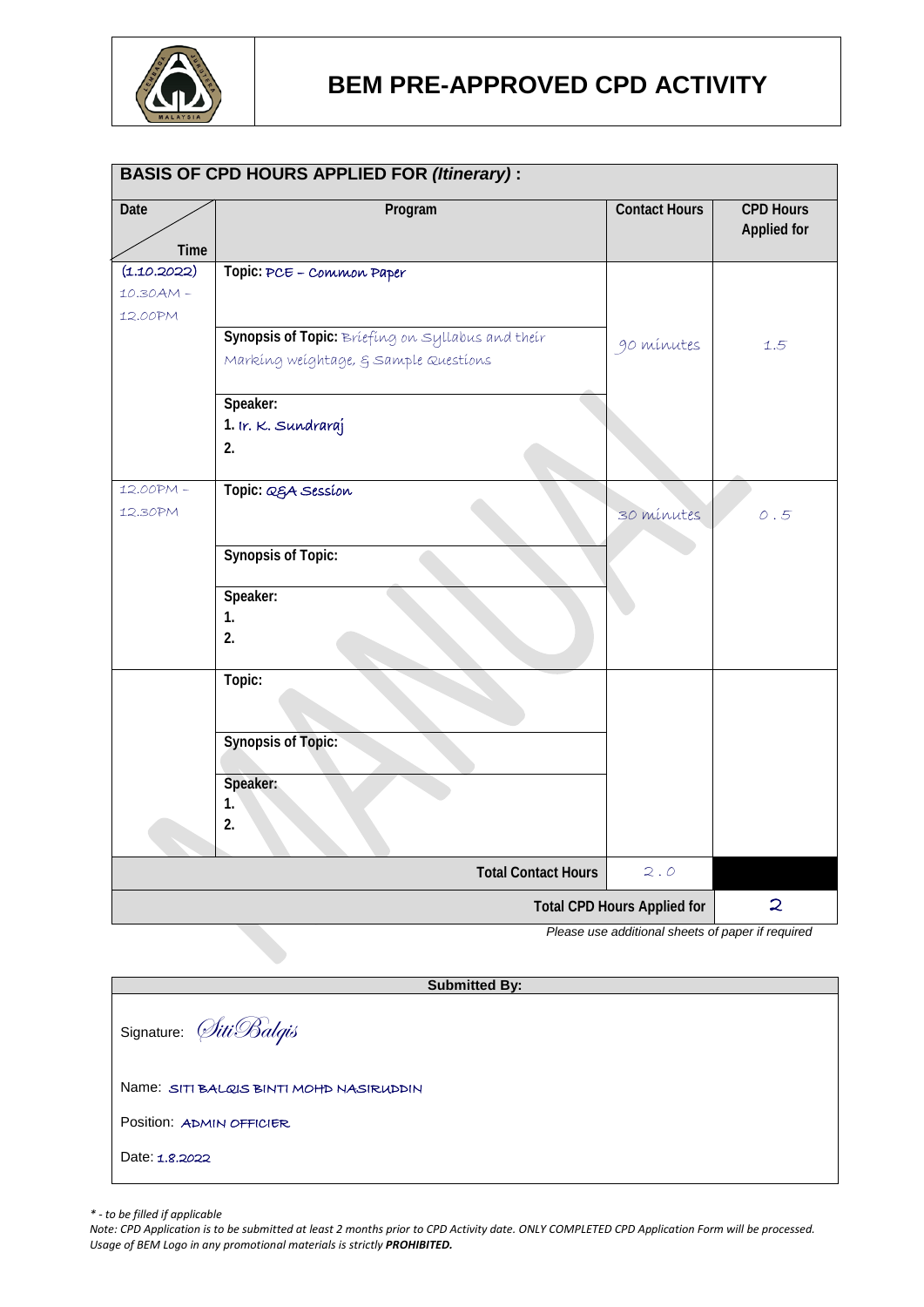# BEM PRE-APPROVED CPD ACTIVITY

| **BASIS OF CPD HOURS APPLIED FOR *(Itinerary)* :** | | | |
|---|---|---|---|
| **Date / Time** | **Program** | **Contact Hours** | **CPD Hours Applied for** |
| (1.10.2022) 10.30AM – 12.00PM | **Topic:** PCE – Common Paper<br>**Synopsis of Topic:** Briefing on Syllabus and their Marking weightage, & Sample Questions<br>**Speaker:**<br>1. Ir. K. Sundraraj<br>2. | 90 minutes | 1.5 |
| 12.00PM – 12.30PM | **Topic:** Q&A Session<br>**Synopsis of Topic:**<br>**Speaker:**<br>1.<br>2. | 30 minutes | 0.5 |
| | **Topic:**<br>**Synopsis of Topic:**<br>**Speaker:**<br>1.<br>2. | | |
| | **Total Contact Hours** | 2.0 | |
| | **Total CPD Hours Applied for** | | 2 |

*Please use additional sheets of paper if required*

**Submitted By:**

Signature: *SitiBalqis*

Name: SITI BALQIS BINTI MOHD NASIRUDDIN

Position: ADMIN OFFICIER

Date: 1.8.2022

*\* - to be filled if applicable*

*Note: CPD Application is to be submitted at least 2 months prior to CPD Activity date. ONLY COMPLETED CPD Application Form will be processed. Usage of BEM Logo in any promotional materials is strictly **PROHIBITED.***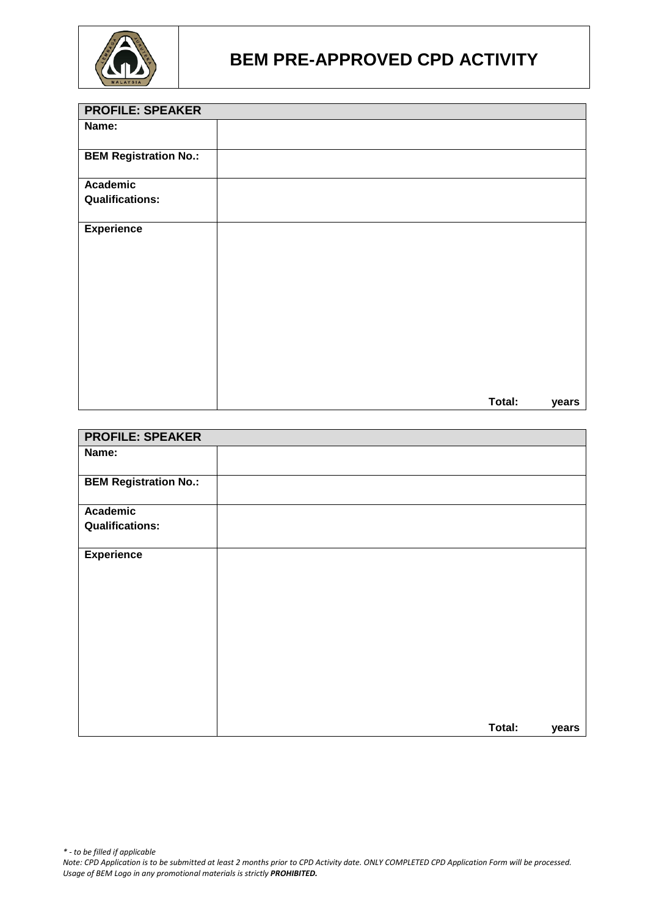# BEM PRE-APPROVED CPD ACTIVITY

| **PROFILE: SPEAKER** | |
|---|---|
| **Name:** | |
| **BEM Registration No.:** | |
| **Academic Qualifications:** | |
| **Experience** | **Total:** **years** |

| **PROFILE: SPEAKER** | |
|---|---|
| **Name:** | |
| **BEM Registration No.:** | |
| **Academic Qualifications:** | |
| **Experience** | **Total:** **years** |

*\* - to be filled if applicable*

*Note: CPD Application is to be submitted at least 2 months prior to CPD Activity date. ONLY COMPLETED CPD Application Form will be processed. Usage of BEM Logo in any promotional materials is strictly **PROHIBITED.***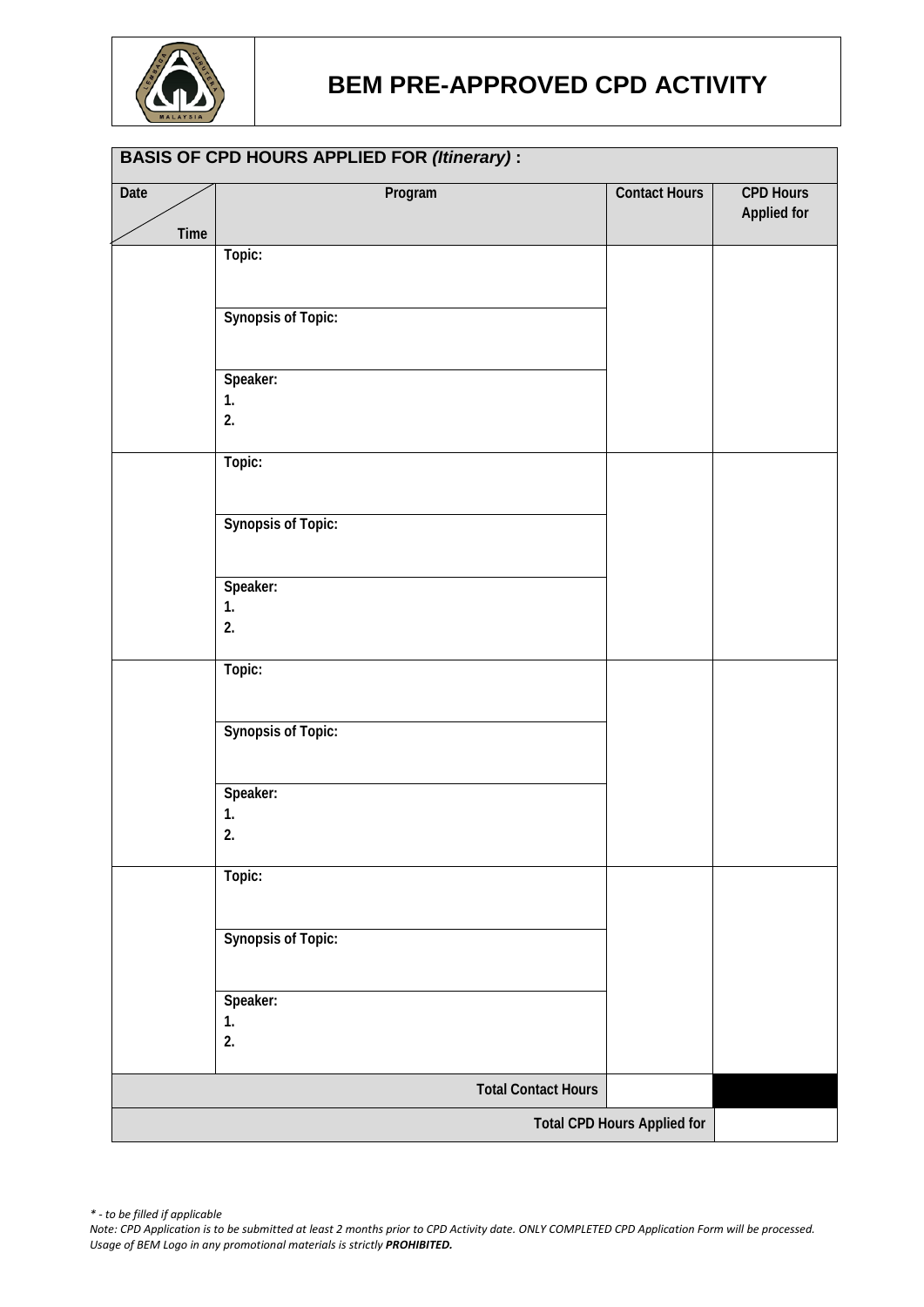# BEM PRE-APPROVED CPD ACTIVITY

| BASIS OF CPD HOURS APPLIED FOR *(Itinerary)* : | | | |
|---|---|---|---|
| Date / Time | Program | Contact Hours | CPD Hours Applied for |
| | Topic: | | |
| | Synopsis of Topic: | | |
| | Speaker:<br>1.<br>2. | | |
| | Topic: | | |
| | Synopsis of Topic: | | |
| | Speaker:<br>1.<br>2. | | |
| | Topic: | | |
| | Synopsis of Topic: | | |
| | Speaker:<br>1.<br>2. | | |
| | Topic: | | |
| | Synopsis of Topic: | | |
| | Speaker:<br>1.<br>2. | | |
| | Total Contact Hours | | |
| | | Total CPD Hours Applied for | |

*\* - to be filled if applicable*

*Note: CPD Application is to be submitted at least 2 months prior to CPD Activity date. ONLY COMPLETED CPD Application Form will be processed. Usage of BEM Logo in any promotional materials is strictly **PROHIBITED.***